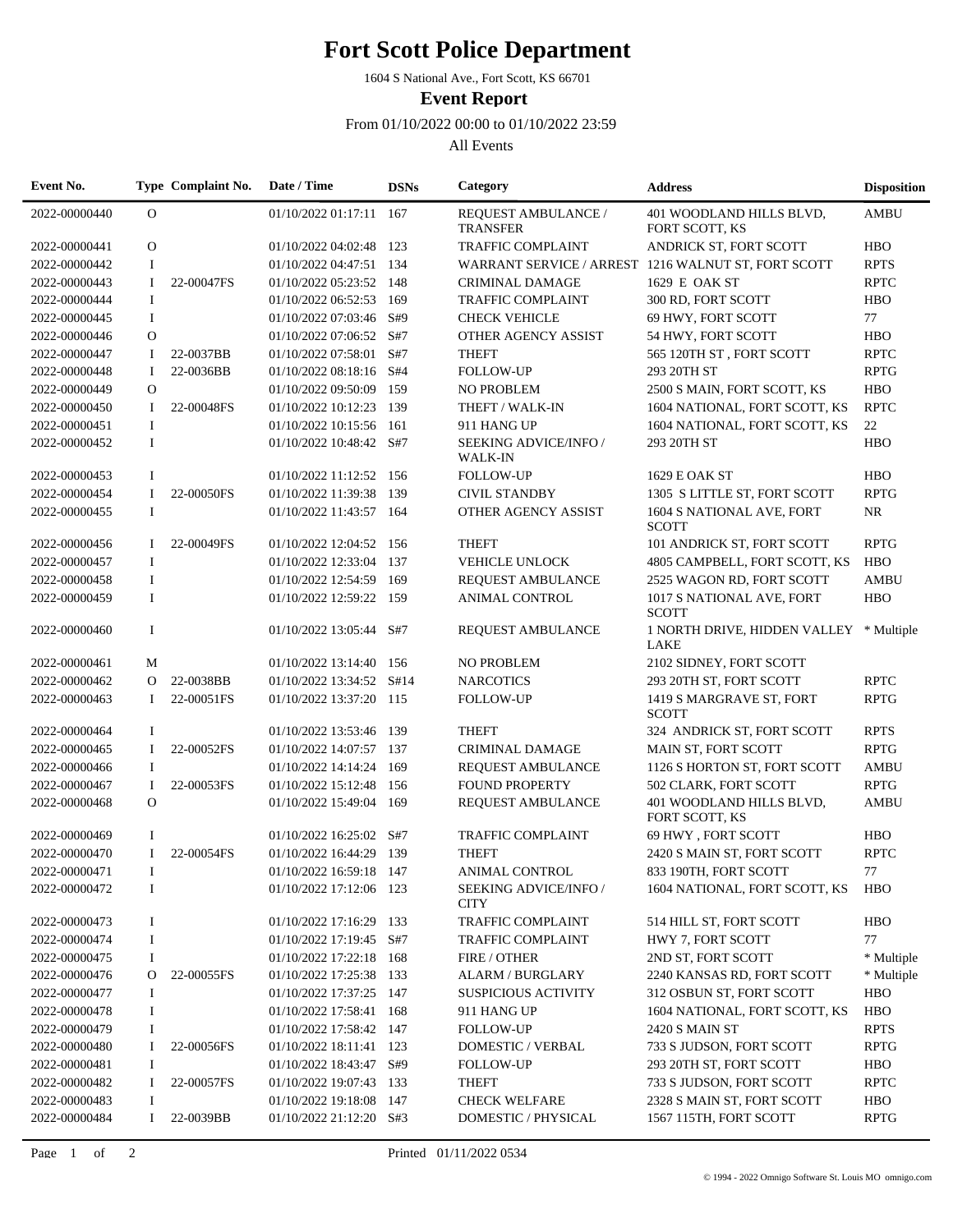# Fort Scott Police Department

1604 S National Ave., Fort Scott, KS 66701

**Event Report**

From 01/10/2022 00:00 to 01/10/2022 23:59

All Events

| Event No. | Type | Complaint No. | Date / Time | DSNs | Category | Address | Disposition |
|---|---|---|---|---|---|---|---|
| 2022-00000440 | O | | 01/10/2022 01:17:11 | 167 | REQUEST AMBULANCE / TRANSFER | 401 WOODLAND HILLS BLVD, FORT SCOTT, KS | AMBU |
| 2022-00000441 | O | | 01/10/2022 04:02:48 | 123 | TRAFFIC COMPLAINT | ANDRICK ST, FORT SCOTT | HBO |
| 2022-00000442 | I | | 01/10/2022 04:47:51 | 134 | WARRANT SERVICE / ARREST | 1216 WALNUT ST, FORT SCOTT | RPTS |
| 2022-00000443 | I | 22-00047FS | 01/10/2022 05:23:52 | 148 | CRIMINAL DAMAGE | 1629 E OAK ST | RPTC |
| 2022-00000444 | I | | 01/10/2022 06:52:53 | 169 | TRAFFIC COMPLAINT | 300 RD, FORT SCOTT | HBO |
| 2022-00000445 | I | | 01/10/2022 07:03:46 | S#9 | CHECK VEHICLE | 69 HWY, FORT SCOTT | 77 |
| 2022-00000446 | O | | 01/10/2022 07:06:52 | S#7 | OTHER AGENCY ASSIST | 54 HWY, FORT SCOTT | HBO |
| 2022-00000447 | I | 22-0037BB | 01/10/2022 07:58:01 | S#7 | THEFT | 565 120TH ST , FORT SCOTT | RPTC |
| 2022-00000448 | I | 22-0036BB | 01/10/2022 08:18:16 | S#4 | FOLLOW-UP | 293 20TH ST | RPTG |
| 2022-00000449 | O | | 01/10/2022 09:50:09 | 159 | NO PROBLEM | 2500 S MAIN, FORT SCOTT, KS | HBO |
| 2022-00000450 | I | 22-00048FS | 01/10/2022 10:12:23 | 139 | THEFT / WALK-IN | 1604 NATIONAL, FORT SCOTT, KS | RPTC |
| 2022-00000451 | I | | 01/10/2022 10:15:56 | 161 | 911 HANG UP | 1604 NATIONAL, FORT SCOTT, KS | 22 |
| 2022-00000452 | I | | 01/10/2022 10:48:42 | S#7 | SEEKING ADVICE/INFO / WALK-IN | 293 20TH ST | HBO |
| 2022-00000453 | I | | 01/10/2022 11:12:52 | 156 | FOLLOW-UP | 1629 E OAK ST | HBO |
| 2022-00000454 | I | 22-00050FS | 01/10/2022 11:39:38 | 139 | CIVIL STANDBY | 1305 S LITTLE ST, FORT SCOTT | RPTG |
| 2022-00000455 | I | | 01/10/2022 11:43:57 | 164 | OTHER AGENCY ASSIST | 1604 S NATIONAL AVE, FORT SCOTT | NR |
| 2022-00000456 | I | 22-00049FS | 01/10/2022 12:04:52 | 156 | THEFT | 101 ANDRICK ST, FORT SCOTT | RPTG |
| 2022-00000457 | I | | 01/10/2022 12:33:04 | 137 | VEHICLE UNLOCK | 4805 CAMPBELL, FORT SCOTT, KS | HBO |
| 2022-00000458 | I | | 01/10/2022 12:54:59 | 169 | REQUEST AMBULANCE | 2525 WAGON RD, FORT SCOTT | AMBU |
| 2022-00000459 | I | | 01/10/2022 12:59:22 | 159 | ANIMAL CONTROL | 1017 S NATIONAL AVE, FORT SCOTT | HBO |
| 2022-00000460 | I | | 01/10/2022 13:05:44 | S#7 | REQUEST AMBULANCE | 1 NORTH DRIVE, HIDDEN VALLEY LAKE | * Multiple |
| 2022-00000461 | M | | 01/10/2022 13:14:40 | 156 | NO PROBLEM | 2102 SIDNEY, FORT SCOTT | |
| 2022-00000462 | O | 22-0038BB | 01/10/2022 13:34:52 | S#14 | NARCOTICS | 293 20TH ST, FORT SCOTT | RPTC |
| 2022-00000463 | I | 22-00051FS | 01/10/2022 13:37:20 | 115 | FOLLOW-UP | 1419 S MARGRAVE ST, FORT SCOTT | RPTG |
| 2022-00000464 | I | | 01/10/2022 13:53:46 | 139 | THEFT | 324 ANDRICK ST, FORT SCOTT | RPTS |
| 2022-00000465 | I | 22-00052FS | 01/10/2022 14:07:57 | 137 | CRIMINAL DAMAGE | MAIN ST, FORT SCOTT | RPTG |
| 2022-00000466 | I | | 01/10/2022 14:14:24 | 169 | REQUEST AMBULANCE | 1126 S HORTON ST, FORT SCOTT | AMBU |
| 2022-00000467 | I | 22-00053FS | 01/10/2022 15:12:48 | 156 | FOUND PROPERTY | 502 CLARK, FORT SCOTT | RPTG |
| 2022-00000468 | O | | 01/10/2022 15:49:04 | 169 | REQUEST AMBULANCE | 401 WOODLAND HILLS BLVD, FORT SCOTT, KS | AMBU |
| 2022-00000469 | I | | 01/10/2022 16:25:02 | S#7 | TRAFFIC COMPLAINT | 69 HWY , FORT SCOTT | HBO |
| 2022-00000470 | I | 22-00054FS | 01/10/2022 16:44:29 | 139 | THEFT | 2420 S MAIN ST, FORT SCOTT | RPTC |
| 2022-00000471 | I | | 01/10/2022 16:59:18 | 147 | ANIMAL CONTROL | 833 190TH, FORT SCOTT | 77 |
| 2022-00000472 | I | | 01/10/2022 17:12:06 | 123 | SEEKING ADVICE/INFO / CITY | 1604 NATIONAL, FORT SCOTT, KS | HBO |
| 2022-00000473 | I | | 01/10/2022 17:16:29 | 133 | TRAFFIC COMPLAINT | 514 HILL ST, FORT SCOTT | HBO |
| 2022-00000474 | I | | 01/10/2022 17:19:45 | S#7 | TRAFFIC COMPLAINT | HWY 7, FORT SCOTT | 77 |
| 2022-00000475 | I | | 01/10/2022 17:22:18 | 168 | FIRE / OTHER | 2ND ST, FORT SCOTT | * Multiple |
| 2022-00000476 | O | 22-00055FS | 01/10/2022 17:25:38 | 133 | ALARM / BURGLARY | 2240 KANSAS RD, FORT SCOTT | * Multiple |
| 2022-00000477 | I | | 01/10/2022 17:37:25 | 147 | SUSPICIOUS ACTIVITY | 312 OSBUN ST, FORT SCOTT | HBO |
| 2022-00000478 | I | | 01/10/2022 17:58:41 | 168 | 911 HANG UP | 1604 NATIONAL, FORT SCOTT, KS | HBO |
| 2022-00000479 | I | | 01/10/2022 17:58:42 | 147 | FOLLOW-UP | 2420 S MAIN ST | RPTS |
| 2022-00000480 | I | 22-00056FS | 01/10/2022 18:11:41 | 123 | DOMESTIC / VERBAL | 733 S JUDSON, FORT SCOTT | RPTG |
| 2022-00000481 | I | | 01/10/2022 18:43:47 | S#9 | FOLLOW-UP | 293 20TH ST, FORT SCOTT | HBO |
| 2022-00000482 | I | 22-00057FS | 01/10/2022 19:07:43 | 133 | THEFT | 733 S JUDSON, FORT SCOTT | RPTC |
| 2022-00000483 | I | | 01/10/2022 19:18:08 | 147 | CHECK WELFARE | 2328 S MAIN ST, FORT SCOTT | HBO |
| 2022-00000484 | I | 22-0039BB | 01/10/2022 21:12:20 | S#3 | DOMESTIC / PHYSICAL | 1567 115TH, FORT SCOTT | RPTG |

Printed 01/11/2022 0534

© 1994 - 2022 Omnigo Software St. Louis MO omnigo.com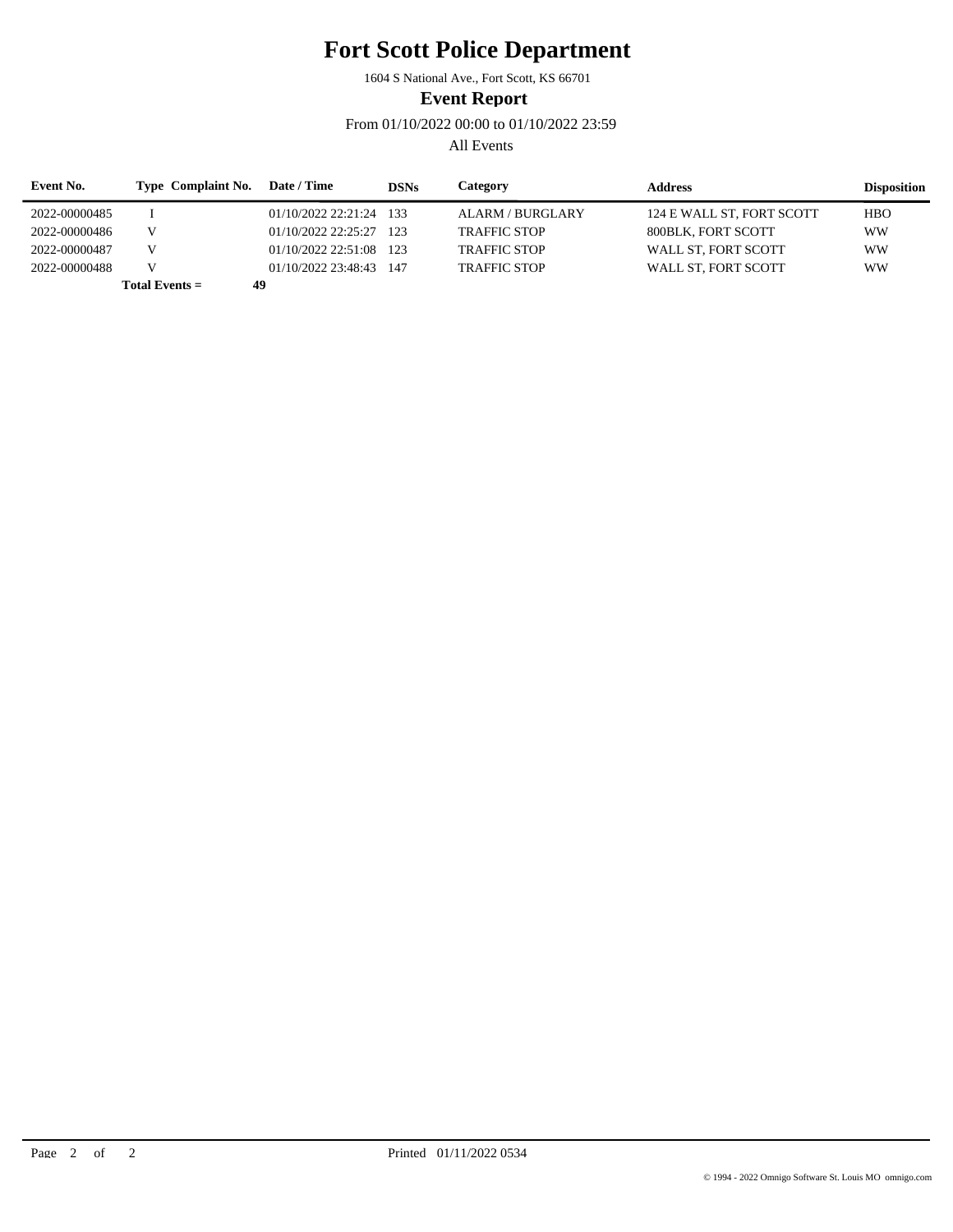# Fort Scott Police Department

1604 S National Ave., Fort Scott, KS 66701

## Event Report

From 01/10/2022 00:00 to 01/10/2022 23:59

All Events

| Event No. | Type | Complaint No. | Date / Time | DSNs | Category | Address | Disposition |
|---|---|---|---|---|---|---|---|
| 2022-00000485 | I | | 01/10/2022 22:21:24 | 133 | ALARM / BURGLARY | 124 E WALL ST, FORT SCOTT | HBO |
| 2022-00000486 | V | | 01/10/2022 22:25:27 | 123 | TRAFFIC STOP | 800BLK, FORT SCOTT | WW |
| 2022-00000487 | V | | 01/10/2022 22:51:08 | 123 | TRAFFIC STOP | WALL ST, FORT SCOTT | WW |
| 2022-00000488 | V | | 01/10/2022 23:48:43 | 147 | TRAFFIC STOP | WALL ST, FORT SCOTT | WW |

**Total Events = 49**

Printed 01/11/2022 0534

© 1994 - 2022 Omnigo Software St. Louis MO omnigo.com